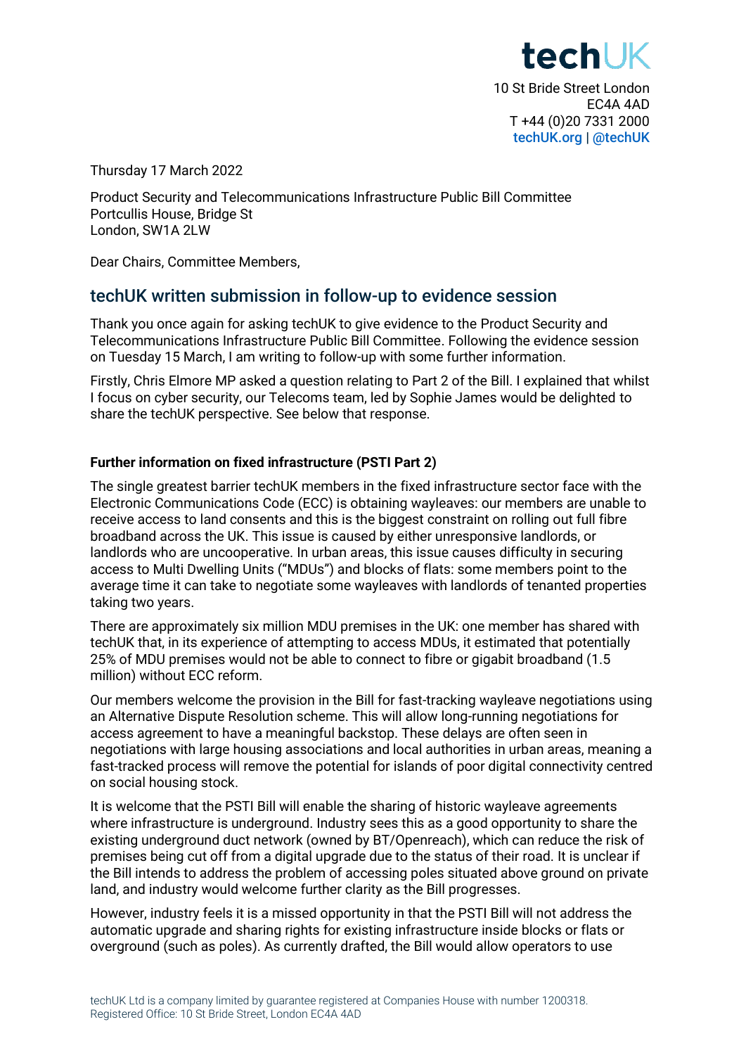techUK

10 St Bride Street London
EC4A 4AD
T +44 (0)20 7331 2000
techUK.org | @techUK

Thursday 17 March 2022

Product Security and Telecommunications Infrastructure Public Bill Committee
Portcullis House, Bridge St
London, SW1A 2LW

Dear Chairs, Committee Members,

## techUK written submission in follow-up to evidence session

Thank you once again for asking techUK to give evidence to the Product Security and Telecommunications Infrastructure Public Bill Committee. Following the evidence session on Tuesday 15 March, I am writing to follow-up with some further information.

Firstly, Chris Elmore MP asked a question relating to Part 2 of the Bill. I explained that whilst I focus on cyber security, our Telecoms team, led by Sophie James would be delighted to share the techUK perspective. See below that response.

**Further information on fixed infrastructure (PSTI Part 2)**

The single greatest barrier techUK members in the fixed infrastructure sector face with the Electronic Communications Code (ECC) is obtaining wayleaves: our members are unable to receive access to land consents and this is the biggest constraint on rolling out full fibre broadband across the UK. This issue is caused by either unresponsive landlords, or landlords who are uncooperative. In urban areas, this issue causes difficulty in securing access to Multi Dwelling Units ("MDUs") and blocks of flats: some members point to the average time it can take to negotiate some wayleaves with landlords of tenanted properties taking two years.

There are approximately six million MDU premises in the UK: one member has shared with techUK that, in its experience of attempting to access MDUs, it estimated that potentially 25% of MDU premises would not be able to connect to fibre or gigabit broadband (1.5 million) without ECC reform.

Our members welcome the provision in the Bill for fast-tracking wayleave negotiations using an Alternative Dispute Resolution scheme. This will allow long-running negotiations for access agreement to have a meaningful backstop. These delays are often seen in negotiations with large housing associations and local authorities in urban areas, meaning a fast-tracked process will remove the potential for islands of poor digital connectivity centred on social housing stock.

It is welcome that the PSTI Bill will enable the sharing of historic wayleave agreements where infrastructure is underground. Industry sees this as a good opportunity to share the existing underground duct network (owned by BT/Openreach), which can reduce the risk of premises being cut off from a digital upgrade due to the status of their road. It is unclear if the Bill intends to address the problem of accessing poles situated above ground on private land, and industry would welcome further clarity as the Bill progresses.

However, industry feels it is a missed opportunity in that the PSTI Bill will not address the automatic upgrade and sharing rights for existing infrastructure inside blocks or flats or overground (such as poles). As currently drafted, the Bill would allow operators to use

techUK Ltd is a company limited by guarantee registered at Companies House with number 1200318.
Registered Office: 10 St Bride Street, London EC4A 4AD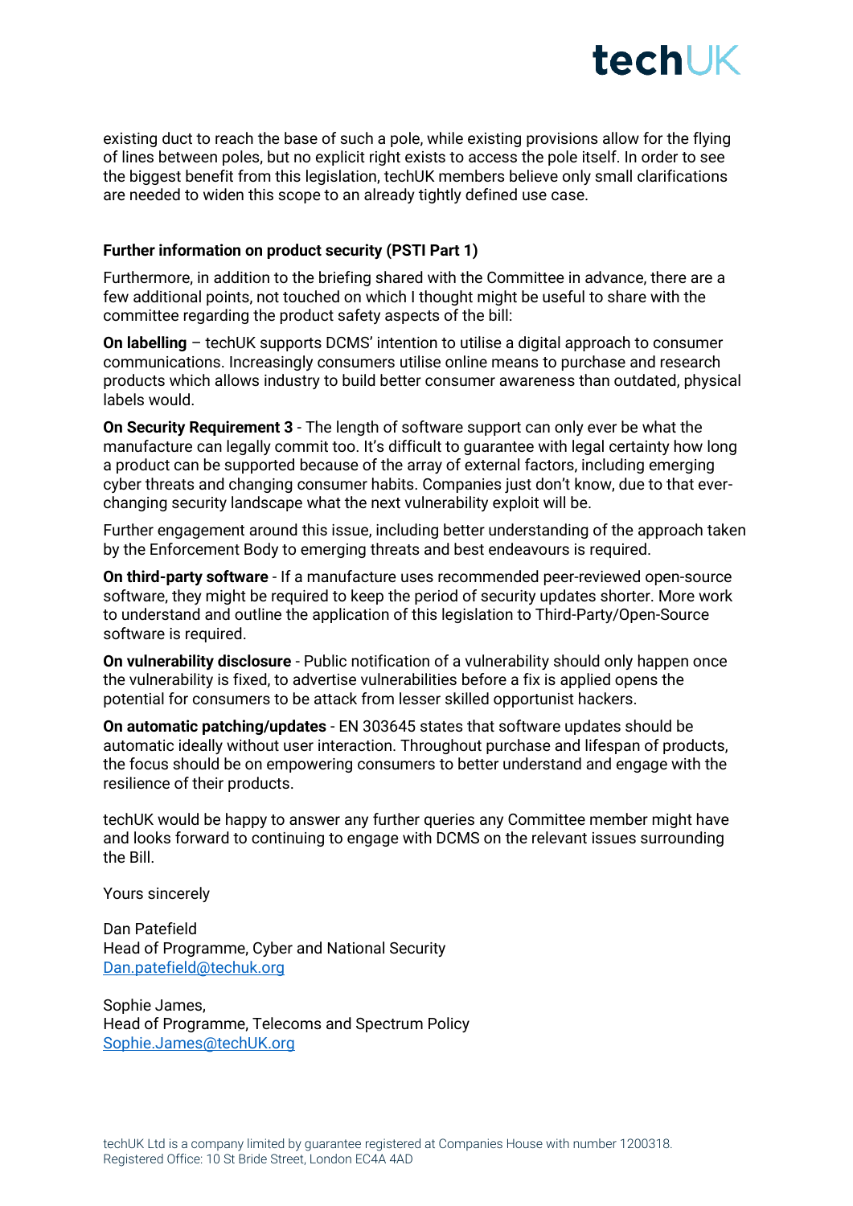existing duct to reach the base of such a pole, while existing provisions allow for the flying of lines between poles, but no explicit right exists to access the pole itself. In order to see the biggest benefit from this legislation, techUK members believe only small clarifications are needed to widen this scope to an already tightly defined use case.

**Further information on product security (PSTI Part 1)**

Furthermore, in addition to the briefing shared with the Committee in advance, there are a few additional points, not touched on which I thought might be useful to share with the committee regarding the product safety aspects of the bill:

**On labelling** – techUK supports DCMS' intention to utilise a digital approach to consumer communications. Increasingly consumers utilise online means to purchase and research products which allows industry to build better consumer awareness than outdated, physical labels would.

**On Security Requirement 3** - The length of software support can only ever be what the manufacture can legally commit too. It's difficult to guarantee with legal certainty how long a product can be supported because of the array of external factors, including emerging cyber threats and changing consumer habits. Companies just don't know, due to that ever-changing security landscape what the next vulnerability exploit will be.

Further engagement around this issue, including better understanding of the approach taken by the Enforcement Body to emerging threats and best endeavours is required.

**On third-party software** - If a manufacture uses recommended peer-reviewed open-source software, they might be required to keep the period of security updates shorter. More work to understand and outline the application of this legislation to Third-Party/Open-Source software is required.

**On vulnerability disclosure** - Public notification of a vulnerability should only happen once the vulnerability is fixed, to advertise vulnerabilities before a fix is applied opens the potential for consumers to be attack from lesser skilled opportunist hackers.

**On automatic patching/updates** - EN 303645 states that software updates should be automatic ideally without user interaction. Throughout purchase and lifespan of products, the focus should be on empowering consumers to better understand and engage with the resilience of their products.

techUK would be happy to answer any further queries any Committee member might have and looks forward to continuing to engage with DCMS on the relevant issues surrounding the Bill.

Yours sincerely

Dan Patefield
Head of Programme, Cyber and National Security
Dan.patefield@techuk.org

Sophie James,
Head of Programme, Telecoms and Spectrum Policy
Sophie.James@techUK.org